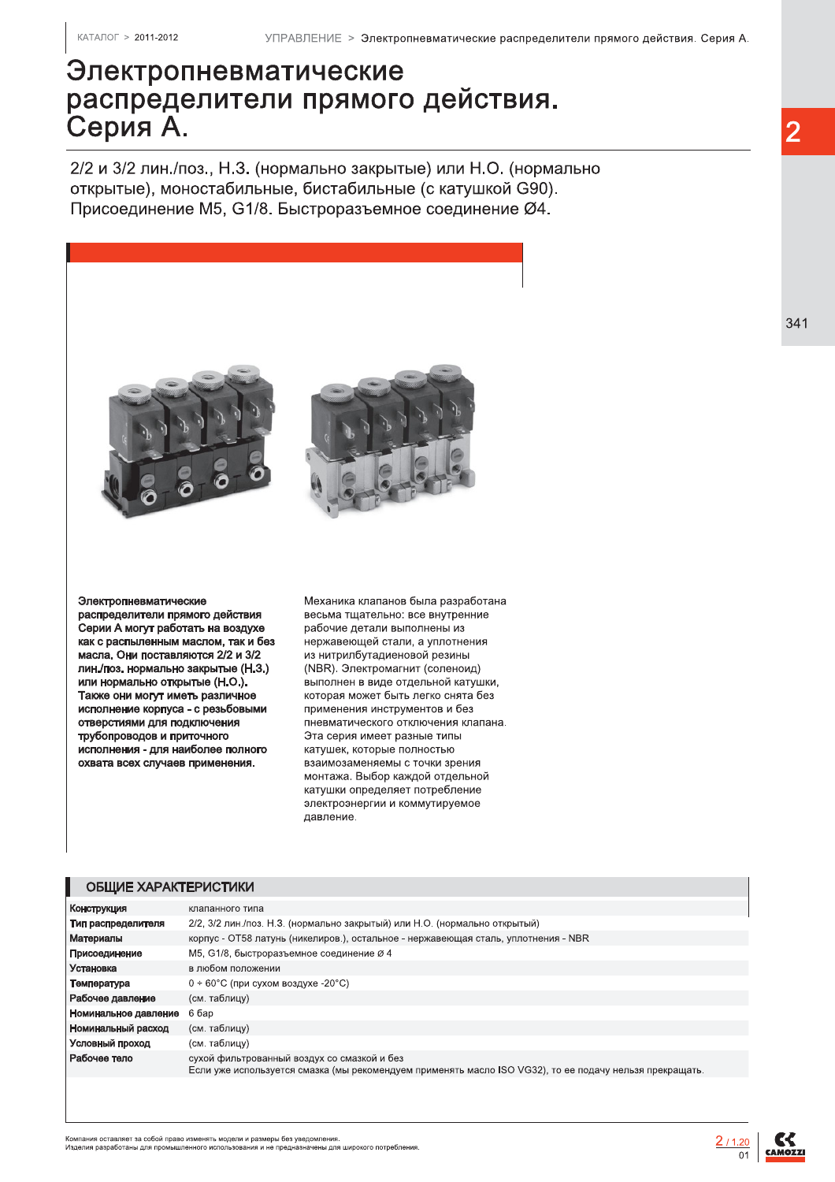# Электропневматические распределители прямого действия. Серия A.

2/2 и 3/2 лин./поз., Н.З. (нормально закрытые) или Н.О. (нормально открытые), моностабильные, бистабильные (с катушкой G90). Присоединение M5, G1/8. Быстроразъемное соединение Ø4.

**Электропневматические распределители прямого действия Серии А могут работать на воздухе как с распыленным маслом, так и без масла. Они поставляются 2/2 и 3/2 лин./поз. нормально закрытые (Н.З.) или нормально открытые (Н.О.). Также они могут иметь различное исполнение корпуса - с резьбовыми отверстиями для подключения трубопроводов и приточного исполнения - для наиболее полного охвата всех случаев применения.**

Механика клапанов была разработана весьма тщательно: все внутренние рабочие детали выполнены из нержавеющей стали, а уплотнения из нитрилбутадиеновой резины (NBR). Электромагнит (соленоид) выполнен в виде отдельной катушки, которая может быть легко снята без применения инструментов и без пневматического отключения клапана. Эта серия имеет разные типы катушек, которые полностью взаимозаменяемы с точки зрения монтажа. Выбор каждой отдельной катушки определяет потребление электроэнергии и коммутируемое давление.

## ОБЩИЕ ХАРАКТЕРИСТИКИ

| | |
|---|---|
| **Конструкция** | клапанного типа |
| **Тип распределителя** | 2/2, 3/2 лин./поз. Н.З. (нормально закрытый) или Н.О. (нормально открытый) |
| **Материалы** | корпус - OT58 латунь (никелиров.), остальное - нержавеющая сталь, уплотнения - NBR |
| **Присоединение** | M5, G1/8, быстроразъемное соединение ø 4 |
| **Установка** | в любом положении |
| **Температура** | 0 ÷ 60°C (при сухом воздухе -20°C) |
| **Рабочее давление** | (см. таблицу) |
| **Номинальное давление** | 6 бар |
| **Номинальный расход** | (см. таблицу) |
| **Условный проход** | (см. таблицу) |
| **Рабочее тело** | сухой фильтрованный воздух со смазкой и без<br>Если уже используется смазка (мы рекомендуем применять масло ISO VG32), то ее подачу нельзя прекращать. |

Компания оставляет за собой право изменять модели и размеры без уведомления.
Изделия разработаны для промышленного использования и не предназначены для широкого потребления.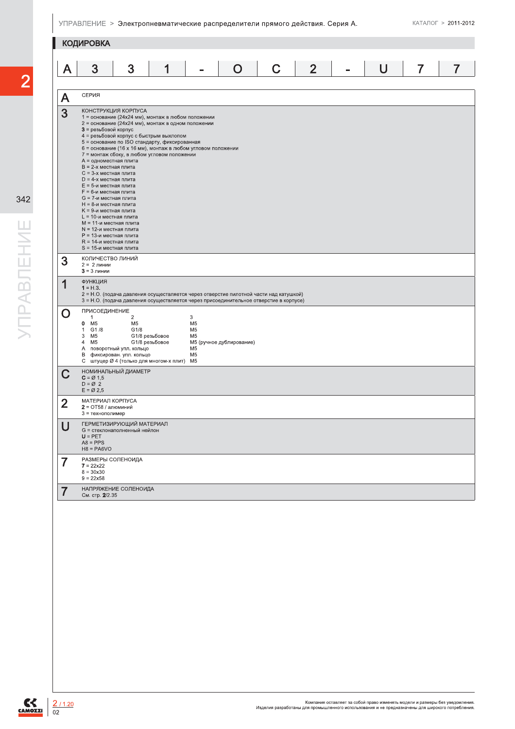## КОДИРОВКА

| A | 3 | 3 | 1 | - | O | C | 2 | - | U | 7 | 7 |
|---|---|---|---|---|---|---|---|---|---|---|---|

| | |
|---|---|
| **A** | СЕРИЯ |
| **3** | КОНСТРУКЦИЯ КОРПУСА<br>1 = основание (24x24 мм), монтаж в любом положении<br>2 = основание (24x24 мм), монтаж в одном положении<br>**3** = резьбовой корпус<br>4 = резьбовой корпус с быстрым выхлопом<br>5 = основание по ISO стандарту, фиксированная<br>6 = основание (16 x 16 мм), монтаж в любом угловом положении<br>7 = монтаж сбоку, в любом угловом положении<br>A = одноместная плита<br>B = 2-х местная плита<br>C = 3-х местная плита<br>D = 4-х местная плита<br>E = 5-и местная плита<br>F = 6-и местная плита<br>G = 7-и местная плита<br>H = 8-и местная плита<br>K = 9-и местная плита<br>L = 10-и местная плита<br>M = 11-и местная плита<br>N = 12-и местная плита<br>P = 13-и местная плита<br>R = 14-и местная плита<br>S = 15-и местная плита |
| **3** | КОЛИЧЕСТВО ЛИНИЙ<br>2 = 2 линии<br>**3** = 3 линии |
| **1** | ФУНКЦИЯ<br>**1** = Н.З.<br>2 = Н.О. (подача давления осуществляется через отверстие пилотной части над катушкой)<br>3 = Н.О. (подача давления осуществляется через присоединительное отверстие в корпусе) |
| **O** | ПРИСОЕДИНЕНИЕ (см. таблицу ниже) |
| **C** | НОМИНАЛЬНЫЙ ДИАМЕТР<br>**C** = Ø 1,5<br>D = Ø 2<br>E = Ø 2,5 |
| **2** | МАТЕРИАЛ КОРПУСА<br>**2** = ОТ58 / алюминий<br>3 = технополимер |
| **U** | ГЕРМЕТИЗИРУЮЩИЙ МАТЕРИАЛ<br>G = стеклонаполненный нейлон<br>**U** = PET<br>A8 = PPS<br>H8 = PA6VO |
| **7** | РАЗМЕРЫ СОЛЕНОИДА<br>**7** = 22x22<br>8 = 30x30<br>9 = 22x58 |
| **7** | НАПРЯЖЕНИЕ СОЛЕНОИДА<br>См. стр. **2**/2.35 |

ПРИСОЕДИНЕНИЕ:

| | 1 | 2 | 3 |
|---|---|---|---|
| **0** | M5 | M5 | M5 |
| 1 | G1 /8 | G1/8 | M5 |
| 3 | M5 | G1/8 резьбовое | M5 |
| 4 | M5 | G1/8 резьбовое | M5 (ручное дублирование) |
| A | поворотный упл. кольцо | | M5 |
| B | фиксирован. упл. кольцо | | M5 |
| C | штуцер Ø 4 (только для многом-х плит) | | M5 |

Компания оставляет за собой право изменять модели и размеры без уведомления.
Изделия разработаны для промышленного использования и не предназначены для широкого потребления.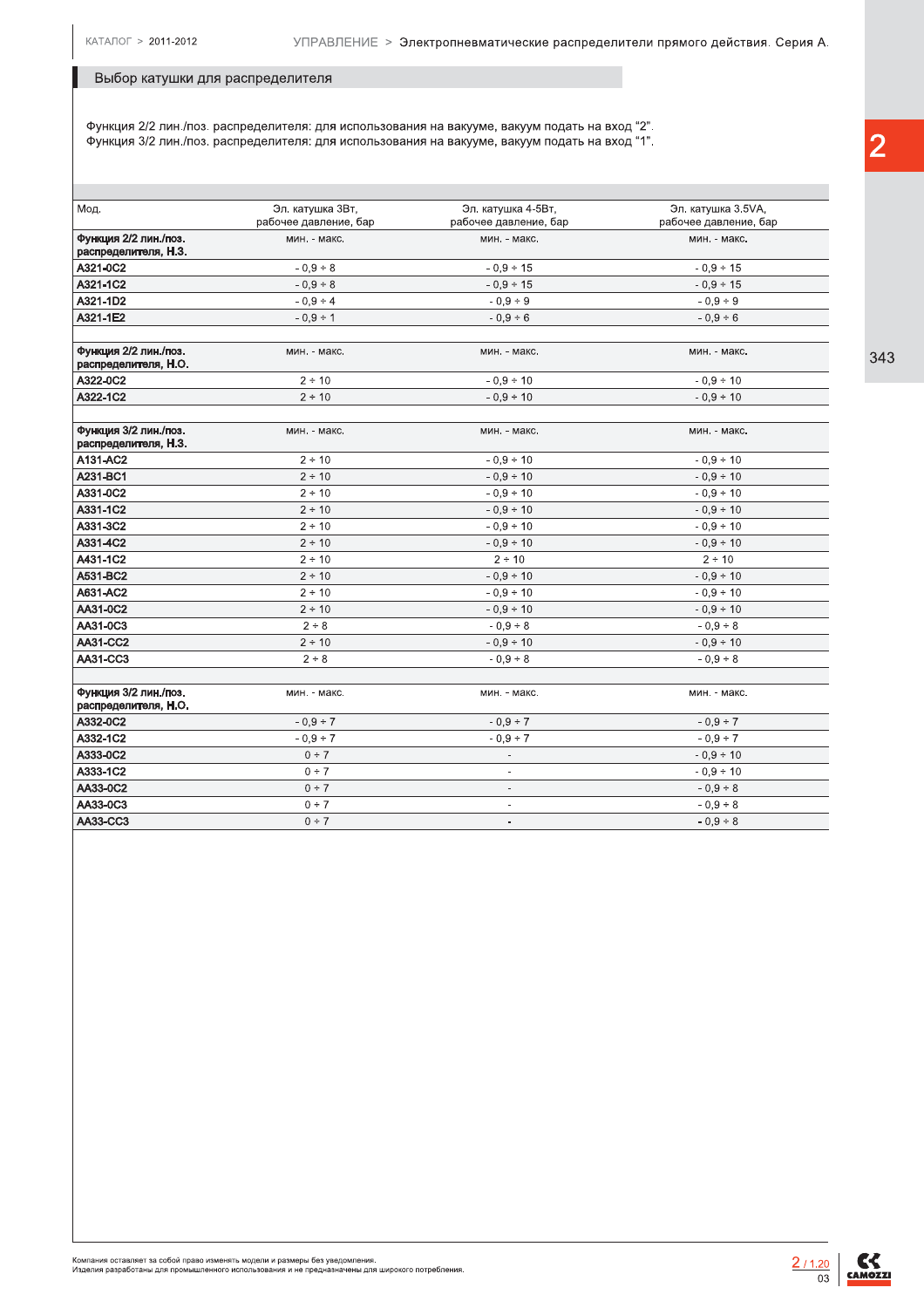## Выбор катушки для распределителя

Функция 2/2 лин./поз. распределителя: для использования на вакууме, вакуум подать на вход "2".
Функция 3/2 лин./поз. распределителя: для использования на вакууме, вакуум подать на вход "1".

| Мод. | Эл. катушка 3Вт, рабочее давление, бар | Эл. катушка 4-5Вт, рабочее давление, бар | Эл. катушка 3.5VA, рабочее давление, бар |
|---|---|---|---|
| **Функция 2/2 лин./поз. распределителя, Н.З.** | мин. - макс. | мин. - макс. | мин. - макс. |
| **A321-0C2** | - 0,9 ÷ 8 | - 0,9 ÷ 15 | - 0,9 ÷ 15 |
| **A321-1C2** | - 0,9 ÷ 8 | - 0,9 ÷ 15 | - 0,9 ÷ 15 |
| **A321-1D2** | - 0,9 ÷ 4 | - 0,9 ÷ 9 | - 0,9 ÷ 9 |
| **A321-1E2** | - 0,9 ÷ 1 | - 0,9 ÷ 6 | - 0,9 ÷ 6 |
| **Функция 2/2 лин./поз. распределителя, Н.О.** | мин. - макс. | мин. - макс. | мин. - макс. |
| **A322-0C2** | 2 ÷ 10 | - 0,9 ÷ 10 | - 0,9 ÷ 10 |
| **A322-1C2** | 2 ÷ 10 | - 0,9 ÷ 10 | - 0,9 ÷ 10 |
| **Функция 3/2 лин./поз. распределителя, Н.З.** | мин. - макс. | мин. - макс. | мин. - макс. |
| **A131-AC2** | 2 ÷ 10 | - 0,9 ÷ 10 | - 0,9 ÷ 10 |
| **A231-BC1** | 2 ÷ 10 | - 0,9 ÷ 10 | - 0,9 ÷ 10 |
| **A331-0C2** | 2 ÷ 10 | - 0,9 ÷ 10 | - 0,9 ÷ 10 |
| **A331-1C2** | 2 ÷ 10 | - 0,9 ÷ 10 | - 0,9 ÷ 10 |
| **A331-3C2** | 2 ÷ 10 | - 0,9 ÷ 10 | - 0,9 ÷ 10 |
| **A331-4C2** | 2 ÷ 10 | - 0,9 ÷ 10 | - 0,9 ÷ 10 |
| **A431-1C2** | 2 ÷ 10 | 2 ÷ 10 | 2 ÷ 10 |
| **A531-BC2** | 2 ÷ 10 | - 0,9 ÷ 10 | - 0,9 ÷ 10 |
| **A631-AC2** | 2 ÷ 10 | - 0,9 ÷ 10 | - 0,9 ÷ 10 |
| **AA31-0C2** | 2 ÷ 10 | - 0,9 ÷ 10 | - 0,9 ÷ 10 |
| **AA31-0C3** | 2 ÷ 8 | - 0,9 ÷ 8 | - 0,9 ÷ 8 |
| **AA31-CC2** | 2 ÷ 10 | - 0,9 ÷ 10 | - 0,9 ÷ 10 |
| **AA31-CC3** | 2 ÷ 8 | - 0,9 ÷ 8 | - 0,9 ÷ 8 |
| **Функция 3/2 лин./поз. распределителя, Н.О.** | мин. - макс. | мин. - макс. | мин. - макс. |
| **A332-0C2** | - 0,9 ÷ 7 | - 0,9 ÷ 7 | - 0,9 ÷ 7 |
| **A332-1C2** | - 0,9 ÷ 7 | - 0,9 ÷ 7 | - 0,9 ÷ 7 |
| **A333-0C2** | 0 ÷ 7 | - | - 0,9 ÷ 10 |
| **A333-1C2** | 0 ÷ 7 | - | - 0,9 ÷ 10 |
| **AA33-0C2** | 0 ÷ 7 | - | - 0,9 ÷ 8 |
| **AA33-0C3** | 0 ÷ 7 | - | - 0,9 ÷ 8 |
| **AA33-CC3** | 0 ÷ 7 | - | - 0,9 ÷ 8 |

Компания оставляет за собой право изменять модели и размеры без уведомления.
Изделия разработаны для промышленного использования и не предназначены для широкого потребления.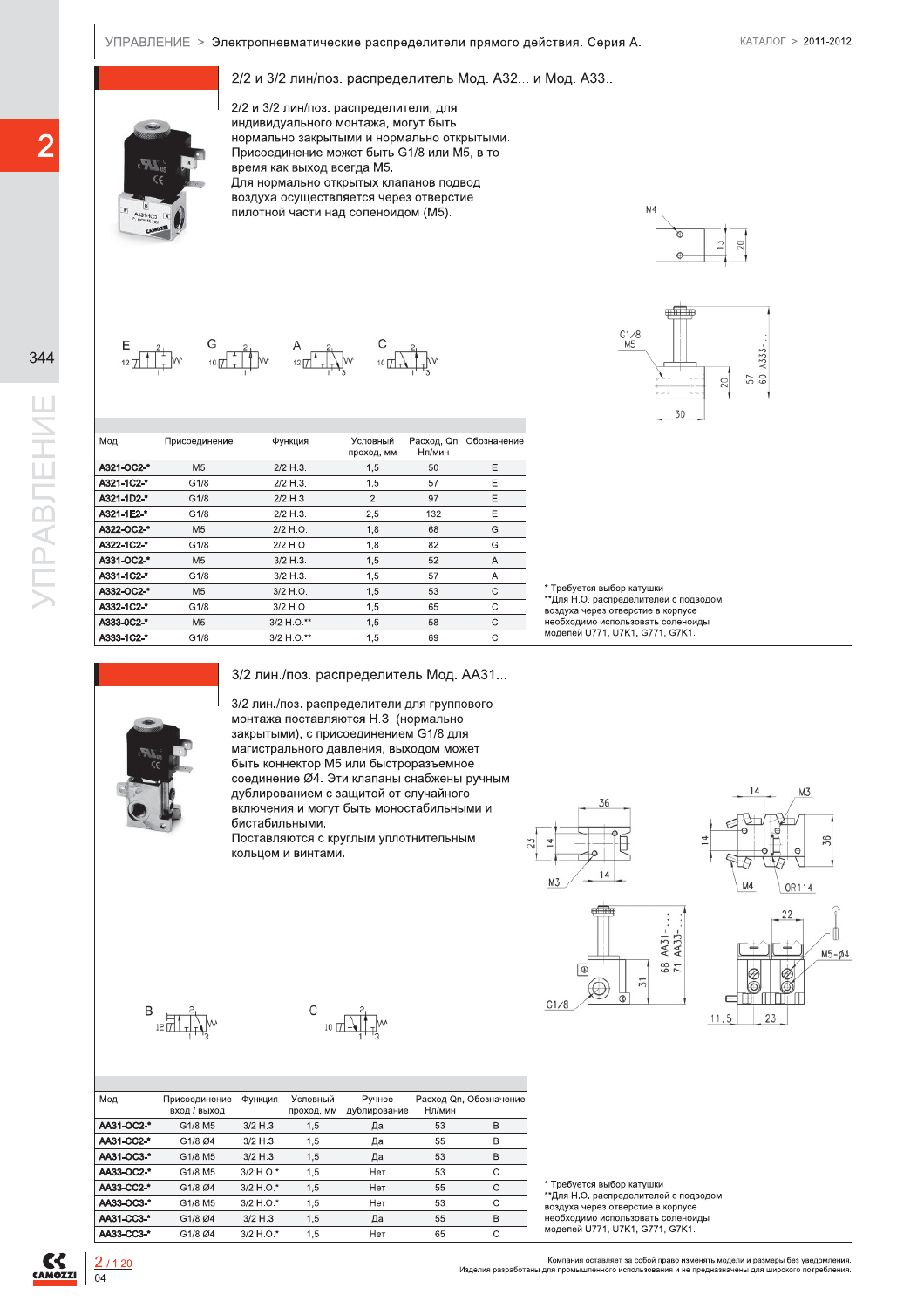## 2/2 и 3/2 лин/поз. распределитель Мод. A32... и Мод. A33...

2/2 и 3/2 лин/поз. распределители, для индивидуального монтажа, могут быть нормально закрытыми и нормально открытыми. Присоединение может быть G1/8 или M5, в то время как выход всегда M5.
Для нормально открытых клапанов подвод воздуха осуществляется через отверстие пилотной части над соленоидом (M5).

| Мод. | Присоединение | Функция | Условный проход, мм | Расход, Qn Нл/мин | Обозначение |
|---|---|---|---|---|---|
| A321-0C2-* | M5 | 2/2 Н.З. | 1,5 | 50 | E |
| A321-1C2-* | G1/8 | 2/2 Н.З. | 1,5 | 57 | E |
| A321-1D2-* | G1/8 | 2/2 Н.З. | 2 | 97 | E |
| A321-1E2-* | G1/8 | 2/2 Н.З. | 2,5 | 132 | E |
| A322-0C2-* | M5 | 2/2 Н.О. | 1,8 | 68 | G |
| A322-1C2-* | G1/8 | 2/2 Н.О. | 1,8 | 82 | G |
| A331-0C2-* | M5 | 3/2 Н.З. | 1,5 | 52 | A |
| A331-1C2-* | G1/8 | 3/2 Н.З. | 1,5 | 57 | A |
| A332-0C2-* | M5 | 3/2 Н.О. | 1,5 | 53 | C |
| A332-1C2-* | G1/8 | 3/2 Н.О. | 1,5 | 65 | C |
| A333-0C2-* | M5 | 3/2 Н.О.** | 1,5 | 58 | C |
| A333-1C2-* | G1/8 | 3/2 Н.О.** | 1,5 | 69 | C |

\* Требуется выбор катушки
\*\*Для Н.О. распределителей с подводом воздуха через отверстие в корпусе необходимо использовать соленоиды моделей U771, U7K1, G771, G7K1.

## 3/2 лин./поз. распределитель Мод. AA31...

3/2 лин./поз. распределители для группового монтажа поставляются Н.З. (нормально закрытыми), с присоединением G1/8 для магистрального давления, выходом может быть коннектор M5 или быстроразъемное соединение Ø4. Эти клапаны снабжены ручным дублированием с защитой от случайного включения и могут быть моностабильными и бистабильными.
Поставляются с круглым уплотнительным кольцом и винтами.

| Мод. | Присоединение вход / выход | Функция | Условный проход, мм | Ручное дублирование | Расход Qn, Нл/мин | Обозначение |
|---|---|---|---|---|---|---|
| AA31-0C2-* | G1/8 M5 | 3/2 Н.З. | 1,5 | Да | 53 | B |
| AA31-CC2-* | G1/8 Ø4 | 3/2 Н.З. | 1,5 | Да | 55 | B |
| AA31-0C3-* | G1/8 M5 | 3/2 Н.З. | 1,5 | Да | 53 | B |
| AA33-0C2-* | G1/8 M5 | 3/2 Н.О.* | 1,5 | Нет | 53 | C |
| AA33-CC2-* | G1/8 Ø4 | 3/2 Н.О.* | 1,5 | Нет | 55 | C |
| AA33-0C3-* | G1/8 M5 | 3/2 Н.О.* | 1,5 | Нет | 53 | C |
| AA31-CC3-* | G1/8 Ø4 | 3/2 Н.З. | 1,5 | Да | 55 | B |
| AA33-CC3-* | G1/8 Ø4 | 3/2 Н.О.* | 1,5 | Нет | 65 | C |

\* Требуется выбор катушки
\*\*Для Н.О. распределителей с подводом воздуха через отверстие в корпусе необходимо использовать соленоиды моделей U771, U7K1, G771, G7K1.

Компания оставляет за собой право изменять модели и размеры без уведомления.
Изделия разработаны для промышленного использования и не предназначены для широкого потребления.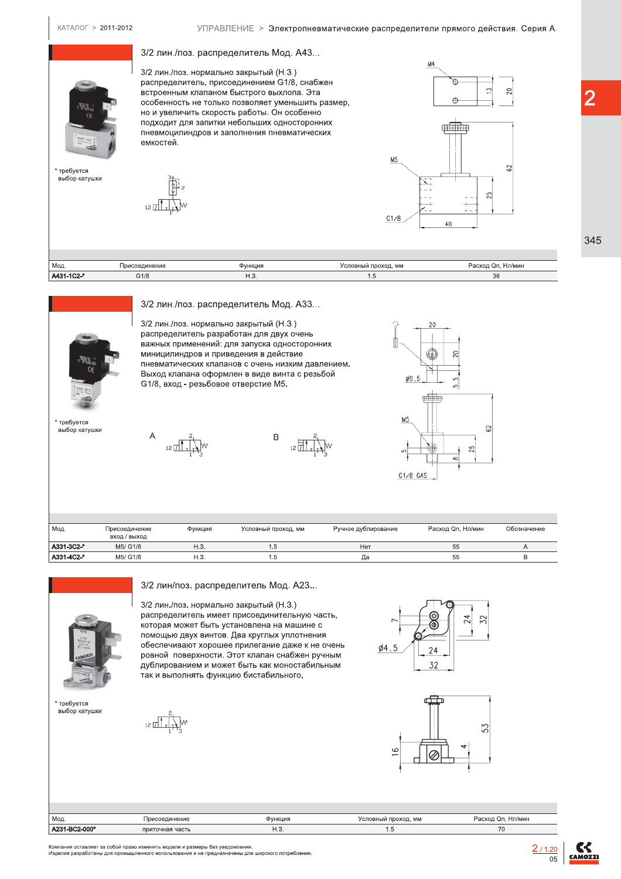## 3/2 лин./поз. распределитель Мод. А43...

3/2 лин./поз. нормально закрытый (Н.З.) распределитель, присоединением G1/8, снабжен встроенным клапаном быстрого выхлопа. Эта особенность не только позволяет уменьшить размер, но и увеличить скорость работы. Он особенно подходит для запитки небольших односторонних пневмоцилиндров и заполнения пневматических емкостей.

* требуется выбор катушки

| Мод. | Присоединение | Функция | Условный проход, мм | Расход Qn, Нл/мин |
|---|---|---|---|---|
| **A431-1C2-*** | G1/8 | Н.З. | 1.5 | 36 |

## 3/2 лин./поз. распределитель Мод. А33...

3/2 лин./поз. нормально закрытый (Н.З.) распределитель разработан для двух очень важных применений: для запуска односторонних миницилиндров и приведения в действие пневматических клапанов с очень низким давлением. Выход клапана оформлен в виде винта с резьбой G1/8, вход - резьбовое отверстие М5.

* требуется выбор катушки

| Мод. | Присоединение вход / выход | Функция | Условный проход, мм | Ручное дублирование | Расход Qn, Нл/мин | Обозначение |
|---|---|---|---|---|---|---|
| **A331-3C2-*** | M5/ G1/8 | Н.З. | 1.5 | Нет | 55 | A |
| **A331-4C2-*** | M5/ G1/8 | Н.З. | 1.5 | Да | 55 | B |

## 3/2 лин/поз. распределитель Мод. А23...

3/2 лин./поз. нормально закрытый (Н.З.) распределитель имеет присоединительную часть, которая может быть установлена на машине с помощью двух винтов. Два круглых уплотнения обеспечивают хорошее прилегание даже к не очень ровной поверхности. Этот клапан снабжен ручным дублированием и может быть как моностабильным так и выполнять функцию бистабильного.

* требуется выбор катушки

| Мод. | Присоединение | Функция | Условный проход, мм | Расход Qn, Нл/мин |
|---|---|---|---|---|
| **A231-BC2-000*** | приточная часть | Н.З. | 1.5 | 70 |

Компания оставляет за собой право изменять модели и размеры без уведомления.
Изделия разработаны для промышленного использования и не предназначены для широкого потребления.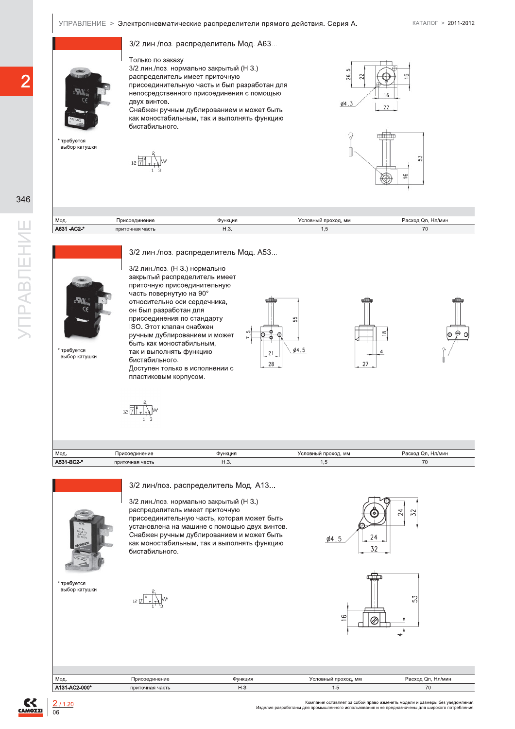## 3/2 лин./поз. распределитель Мод. A63...

Только по заказу.
3/2 лин./поз. нормально закрытый (Н.З.) распределитель имеет приточную присоединительную часть и был разработан для непосредственного присоединения с помощью двух винтов.
Снабжен ручным дублированием и может быть как моностабильным, так и выполнять функцию бистабильного.

\* требуется выбор катушки

| Мод. | Присоединение | Функция | Условный проход, мм | Расход Qn, Нл/мин |
|---|---|---|---|---|
| A631-AC2-* | приточная часть | Н.З. | 1,5 | 70 |

## 3/2 лин./поз. распределитель Мод. A53...

3/2 лин./поз. (Н.З.) нормально закрытый распределитель имеет приточную присоединительную часть повернутую на 90° относительно оси сердечника, он был разработан для присоединения по стандарту ISO. Этот клапан снабжен ручным дублированием и может быть как моностабильным, так и выполнять функцию бистабильного.
Доступен только в исполнении с пластиковым корпусом.

\* требуется выбор катушки

| Мод. | Присоединение | Функция | Условный проход, мм | Расход Qn, Нл/мин |
|---|---|---|---|---|
| A531-BC2-* | приточная часть | Н.З. | 1,5 | 70 |

## 3/2 лин/поз. распределитель Мод. A13...

3/2 лин./поз. нормально закрытый (Н.З.) распределитель имеет приточную присоединительную часть, которая может быть установлена на машине с помощью двух винтов.
Снабжен ручным дублированием и может быть как моностабильным, так и выполнять функцию бистабильного.

\* требуется выбор катушки

| Мод. | Присоединение | Функция | Условный проход, мм | Расход Qn, Нл/мин |
|---|---|---|---|---|
| A131-AC2-000* | приточная часть | Н.З. | 1.5 | 70 |

Компания оставляет за собой право изменять модели и размеры без уведомления.
Изделия разработаны для промышленного использования и не предназначены для широкого потребления.